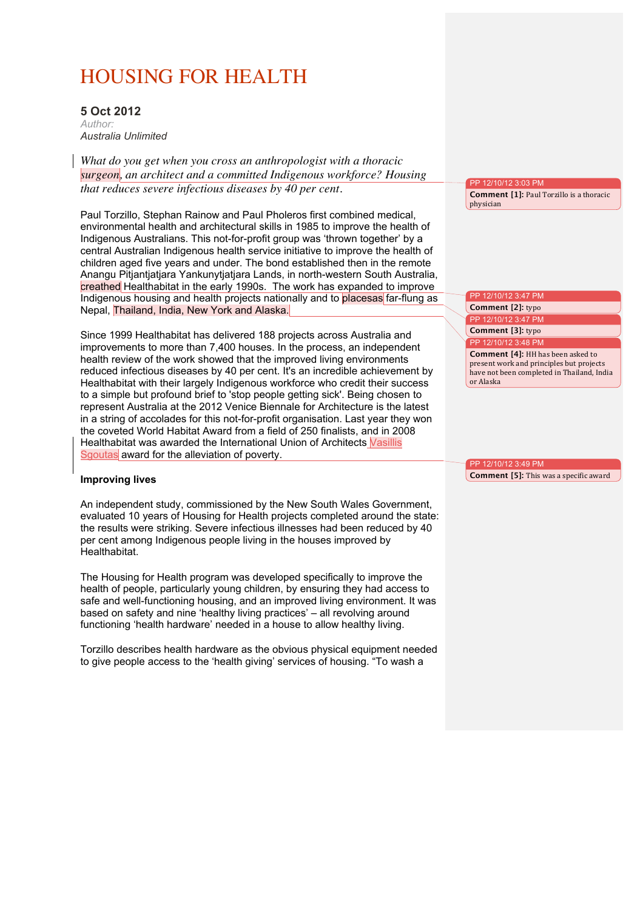# HOUSING FOR HEALTH

**5 Oct 2012**

*Author:*
*Australia Unlimited*

*What do you get when you cross an anthropologist with a thoracic surgeon, an architect and a committed Indigenous workforce? Housing that reduces severe infectious diseases by 40 per cent.*

Paul Torzillo, Stephan Rainow and Paul Pholeros first combined medical, environmental health and architectural skills in 1985 to improve the health of Indigenous Australians. This not-for-profit group was 'thrown together' by a central Australian Indigenous health service initiative to improve the health of children aged five years and under. The bond established then in the remote Anangu Pitjantjatjara Yankunytjatjara Lands, in north-western South Australia, creathed Healthabitat in the early 1990s. The work has expanded to improve Indigenous housing and health projects nationally and to placesas far-flung as Nepal, Thailand, India, New York and Alaska.

Since 1999 Healthabitat has delivered 188 projects across Australia and improvements to more than 7,400 houses. In the process, an independent health review of the work showed that the improved living environments reduced infectious diseases by 40 per cent. It's an incredible achievement by Healthabitat with their largely Indigenous workforce who credit their success to a simple but profound brief to 'stop people getting sick'. Being chosen to represent Australia at the 2012 Venice Biennale for Architecture is the latest in a string of accolades for this not-for-profit organisation. Last year they won the coveted World Habitat Award from a field of 250 finalists, and in 2008 Healthabitat was awarded the International Union of Architects Vasillis Sgoutas award for the alleviation of poverty.

**Improving lives**

An independent study, commissioned by the New South Wales Government, evaluated 10 years of Housing for Health projects completed around the state: the results were striking. Severe infectious illnesses had been reduced by 40 per cent among Indigenous people living in the houses improved by Healthabitat.

The Housing for Health program was developed specifically to improve the health of people, particularly young children, by ensuring they had access to safe and well-functioning housing, and an improved living environment. It was based on safety and nine 'healthy living practices' – all revolving around functioning 'health hardware' needed in a house to allow healthy living.

Torzillo describes health hardware as the obvious physical equipment needed to give people access to the 'health giving' services of housing. "To wash a

PP 12/10/12 3:03 PM
**Comment [1]:** Paul Torzillo is a thoracic physician

PP 12/10/12 3:47 PM
**Comment [2]:** typo

PP 12/10/12 3:47 PM
**Comment [3]:** typo

PP 12/10/12 3:48 PM
**Comment [4]:** HH has been asked to present work and principles but projects have not been completed in Thailand, India or Alaska

PP 12/10/12 3:49 PM
**Comment [5]:** This was a specific award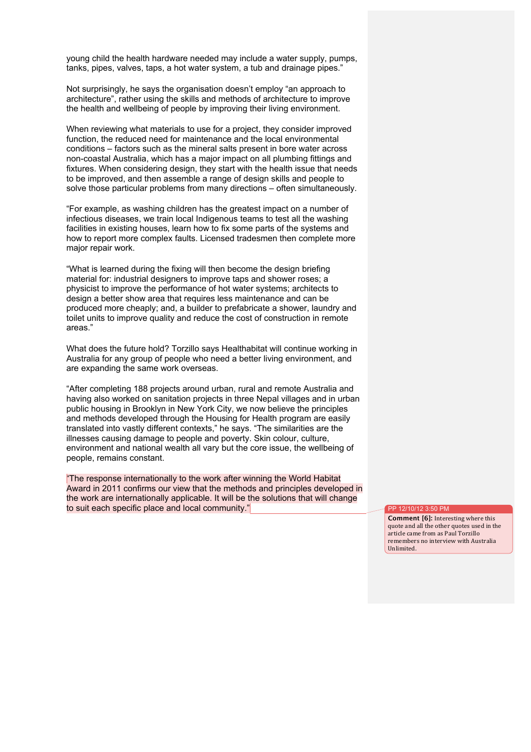young child the health hardware needed may include a water supply, pumps, tanks, pipes, valves, taps, a hot water system, a tub and drainage pipes."

Not surprisingly, he says the organisation doesn't employ "an approach to architecture", rather using the skills and methods of architecture to improve the health and wellbeing of people by improving their living environment.

When reviewing what materials to use for a project, they consider improved function, the reduced need for maintenance and the local environmental conditions – factors such as the mineral salts present in bore water across non-coastal Australia, which has a major impact on all plumbing fittings and fixtures. When considering design, they start with the health issue that needs to be improved, and then assemble a range of design skills and people to solve those particular problems from many directions – often simultaneously.

"For example, as washing children has the greatest impact on a number of infectious diseases, we train local Indigenous teams to test all the washing facilities in existing houses, learn how to fix some parts of the systems and how to report more complex faults. Licensed tradesmen then complete more major repair work.

"What is learned during the fixing will then become the design briefing material for: industrial designers to improve taps and shower roses; a physicist to improve the performance of hot water systems; architects to design a better show area that requires less maintenance and can be produced more cheaply; and, a builder to prefabricate a shower, laundry and toilet units to improve quality and reduce the cost of construction in remote areas."

What does the future hold? Torzillo says Healthabitat will continue working in Australia for any group of people who need a better living environment, and are expanding the same work overseas.

"After completing 188 projects around urban, rural and remote Australia and having also worked on sanitation projects in three Nepal villages and in urban public housing in Brooklyn in New York City, we now believe the principles and methods developed through the Housing for Health program are easily translated into vastly different contexts," he says. "The similarities are the illnesses causing damage to people and poverty. Skin colour, culture, environment and national wealth all vary but the core issue, the wellbeing of people, remains constant.

"The response internationally to the work after winning the World Habitat Award in 2011 confirms our view that the methods and principles developed in the work are internationally applicable. It will be the solutions that will change to suit each specific place and local community."

PP 12/10/12 3:50 PM
**Comment [6]:** Interesting where this quote and all the other quotes used in the article came from as Paul Torzillo remembers no interview with Australia Unlimited.